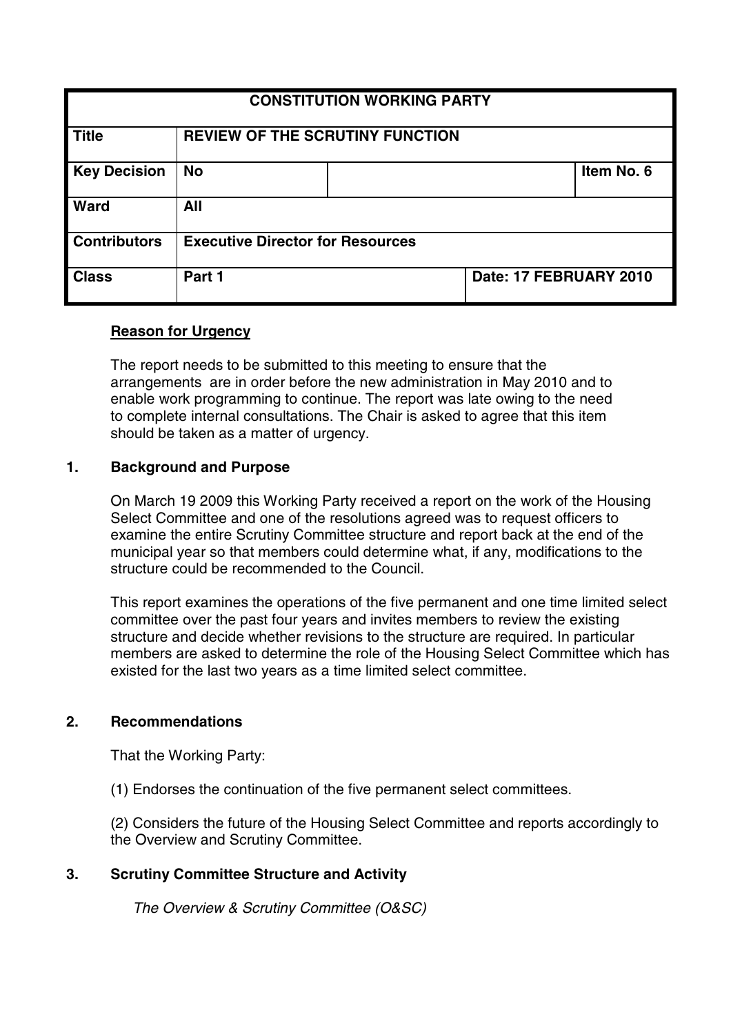| CONSTITUTION WORKING PARTY | | | |
|---|---|---|---|
| **Title** | **REVIEW OF THE SCRUTINY FUNCTION** | | |
| **Key Decision** | **No** | | **Item No. 6** |
| **Ward** | **All** | | |
| **Contributors** | **Executive Director for Resources** | | |
| **Class** | **Part 1** | **Date: 17 FEBRUARY 2010** | |

**Reason for Urgency**

The report needs to be submitted to this meeting to ensure that the arrangements are in order before the new administration in May 2010 and to enable work programming to continue. The report was late owing to the need to complete internal consultations. The Chair is asked to agree that this item should be taken as a matter of urgency.

## 1. Background and Purpose

On March 19 2009 this Working Party received a report on the work of the Housing Select Committee and one of the resolutions agreed was to request officers to examine the entire Scrutiny Committee structure and report back at the end of the municipal year so that members could determine what, if any, modifications to the structure could be recommended to the Council.

This report examines the operations of the five permanent and one time limited select committee over the past four years and invites members to review the existing structure and decide whether revisions to the structure are required. In particular members are asked to determine the role of the Housing Select Committee which has existed for the last two years as a time limited select committee.

## 2. Recommendations

That the Working Party:

(1) Endorses the continuation of the five permanent select committees.

(2) Considers the future of the Housing Select Committee and reports accordingly to the Overview and Scrutiny Committee.

## 3. Scrutiny Committee Structure and Activity

*The Overview & Scrutiny Committee (O&SC)*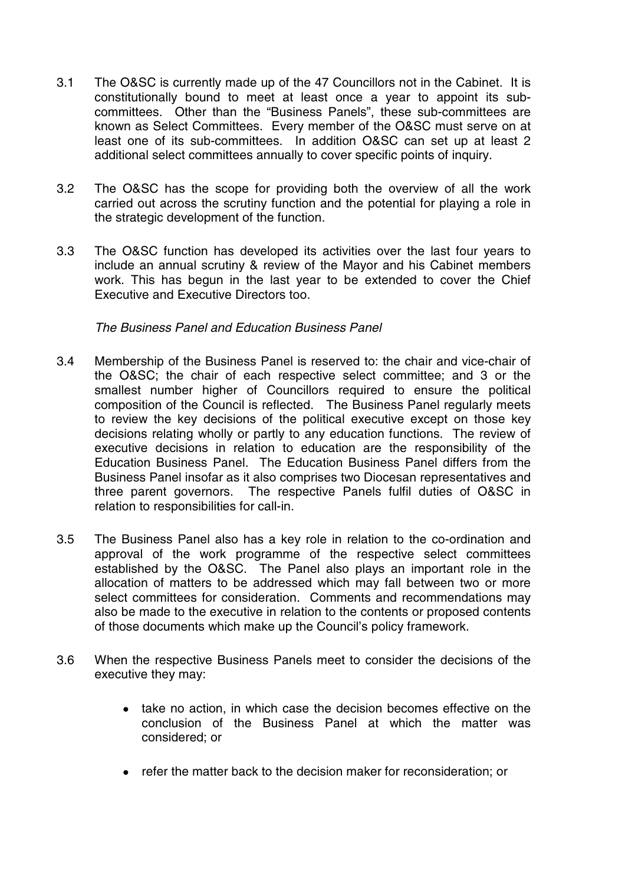3.1 The O&SC is currently made up of the 47 Councillors not in the Cabinet. It is constitutionally bound to meet at least once a year to appoint its sub-committees. Other than the "Business Panels", these sub-committees are known as Select Committees. Every member of the O&SC must serve on at least one of its sub-committees. In addition O&SC can set up at least 2 additional select committees annually to cover specific points of inquiry.

3.2 The O&SC has the scope for providing both the overview of all the work carried out across the scrutiny function and the potential for playing a role in the strategic development of the function.

3.3 The O&SC function has developed its activities over the last four years to include an annual scrutiny & review of the Mayor and his Cabinet members work. This has begun in the last year to be extended to cover the Chief Executive and Executive Directors too.

*The Business Panel and Education Business Panel*

3.4 Membership of the Business Panel is reserved to: the chair and vice-chair of the O&SC; the chair of each respective select committee; and 3 or the smallest number higher of Councillors required to ensure the political composition of the Council is reflected. The Business Panel regularly meets to review the key decisions of the political executive except on those key decisions relating wholly or partly to any education functions. The review of executive decisions in relation to education are the responsibility of the Education Business Panel. The Education Business Panel differs from the Business Panel insofar as it also comprises two Diocesan representatives and three parent governors. The respective Panels fulfil duties of O&SC in relation to responsibilities for call-in.

3.5 The Business Panel also has a key role in relation to the co-ordination and approval of the work programme of the respective select committees established by the O&SC. The Panel also plays an important role in the allocation of matters to be addressed which may fall between two or more select committees for consideration. Comments and recommendations may also be made to the executive in relation to the contents or proposed contents of those documents which make up the Council's policy framework.

3.6 When the respective Business Panels meet to consider the decisions of the executive they may:

- take no action, in which case the decision becomes effective on the conclusion of the Business Panel at which the matter was considered; or
- refer the matter back to the decision maker for reconsideration; or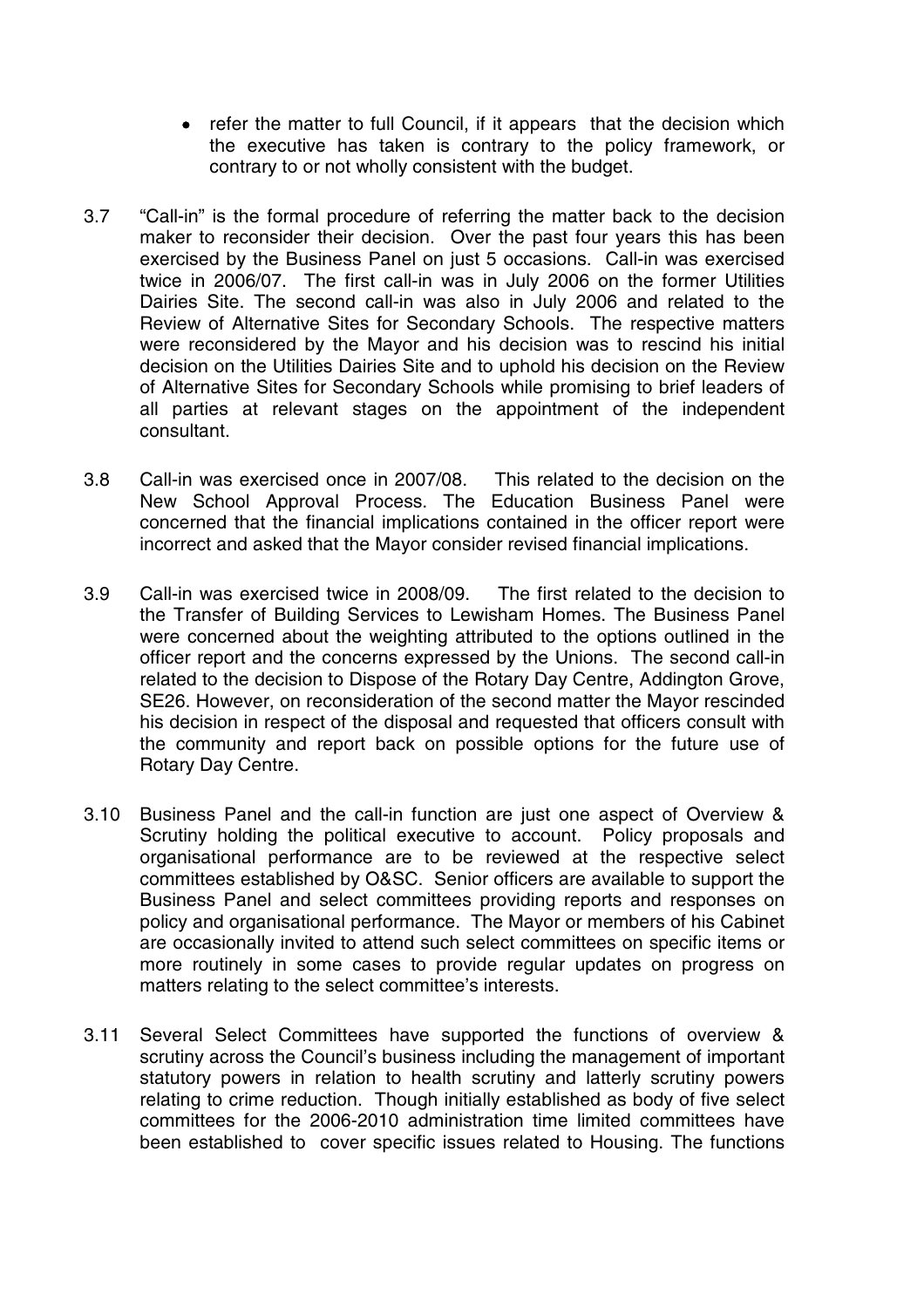- refer the matter to full Council, if it appears that the decision which the executive has taken is contrary to the policy framework, or contrary to or not wholly consistent with the budget.

3.7 "Call-in" is the formal procedure of referring the matter back to the decision maker to reconsider their decision. Over the past four years this has been exercised by the Business Panel on just 5 occasions. Call-in was exercised twice in 2006/07. The first call-in was in July 2006 on the former Utilities Dairies Site. The second call-in was also in July 2006 and related to the Review of Alternative Sites for Secondary Schools. The respective matters were reconsidered by the Mayor and his decision was to rescind his initial decision on the Utilities Dairies Site and to uphold his decision on the Review of Alternative Sites for Secondary Schools while promising to brief leaders of all parties at relevant stages on the appointment of the independent consultant.

3.8 Call-in was exercised once in 2007/08. This related to the decision on the New School Approval Process. The Education Business Panel were concerned that the financial implications contained in the officer report were incorrect and asked that the Mayor consider revised financial implications.

3.9 Call-in was exercised twice in 2008/09. The first related to the decision to the Transfer of Building Services to Lewisham Homes. The Business Panel were concerned about the weighting attributed to the options outlined in the officer report and the concerns expressed by the Unions. The second call-in related to the decision to Dispose of the Rotary Day Centre, Addington Grove, SE26. However, on reconsideration of the second matter the Mayor rescinded his decision in respect of the disposal and requested that officers consult with the community and report back on possible options for the future use of Rotary Day Centre.

3.10 Business Panel and the call-in function are just one aspect of Overview & Scrutiny holding the political executive to account. Policy proposals and organisational performance are to be reviewed at the respective select committees established by O&SC. Senior officers are available to support the Business Panel and select committees providing reports and responses on policy and organisational performance. The Mayor or members of his Cabinet are occasionally invited to attend such select committees on specific items or more routinely in some cases to provide regular updates on progress on matters relating to the select committee's interests.

3.11 Several Select Committees have supported the functions of overview & scrutiny across the Council's business including the management of important statutory powers in relation to health scrutiny and latterly scrutiny powers relating to crime reduction. Though initially established as body of five select committees for the 2006-2010 administration time limited committees have been established to cover specific issues related to Housing. The functions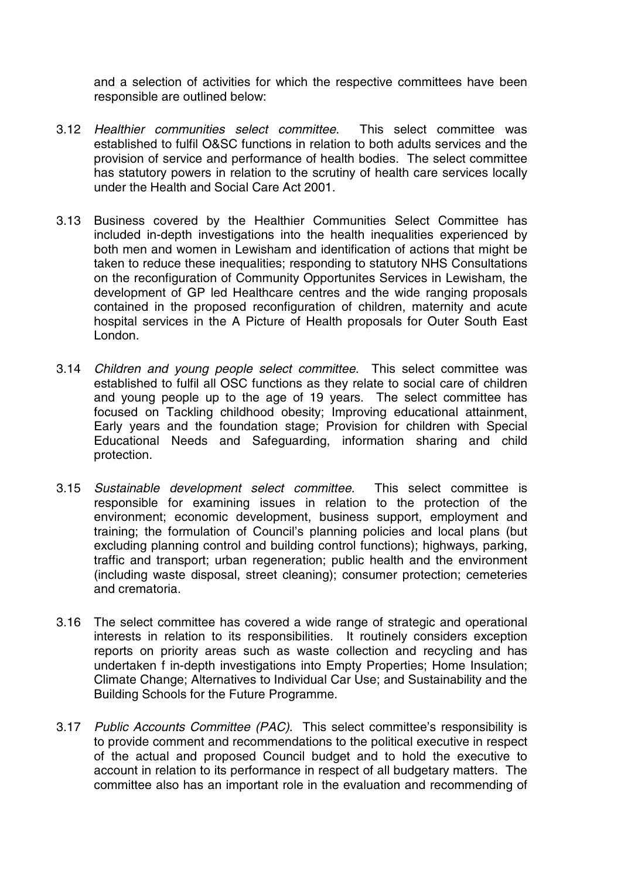and a selection of activities for which the respective committees have been responsible are outlined below:

3.12 *Healthier communities select committee*. This select committee was established to fulfil O&SC functions in relation to both adults services and the provision of service and performance of health bodies. The select committee has statutory powers in relation to the scrutiny of health care services locally under the Health and Social Care Act 2001.

3.13 Business covered by the Healthier Communities Select Committee has included in-depth investigations into the health inequalities experienced by both men and women in Lewisham and identification of actions that might be taken to reduce these inequalities; responding to statutory NHS Consultations on the reconfiguration of Community Opportunites Services in Lewisham, the development of GP led Healthcare centres and the wide ranging proposals contained in the proposed reconfiguration of children, maternity and acute hospital services in the A Picture of Health proposals for Outer South East London.

3.14 *Children and young people select committee*. This select committee was established to fulfil all OSC functions as they relate to social care of children and young people up to the age of 19 years. The select committee has focused on Tackling childhood obesity; Improving educational attainment, Early years and the foundation stage; Provision for children with Special Educational Needs and Safeguarding, information sharing and child protection.

3.15 *Sustainable development select committee*. This select committee is responsible for examining issues in relation to the protection of the environment; economic development, business support, employment and training; the formulation of Council's planning policies and local plans (but excluding planning control and building control functions); highways, parking, traffic and transport; urban regeneration; public health and the environment (including waste disposal, street cleaning); consumer protection; cemeteries and crematoria.

3.16 The select committee has covered a wide range of strategic and operational interests in relation to its responsibilities. It routinely considers exception reports on priority areas such as waste collection and recycling and has undertaken f in-depth investigations into Empty Properties; Home Insulation; Climate Change; Alternatives to Individual Car Use; and Sustainability and the Building Schools for the Future Programme.

3.17 *Public Accounts Committee (PAC)*. This select committee's responsibility is to provide comment and recommendations to the political executive in respect of the actual and proposed Council budget and to hold the executive to account in relation to its performance in respect of all budgetary matters. The committee also has an important role in the evaluation and recommending of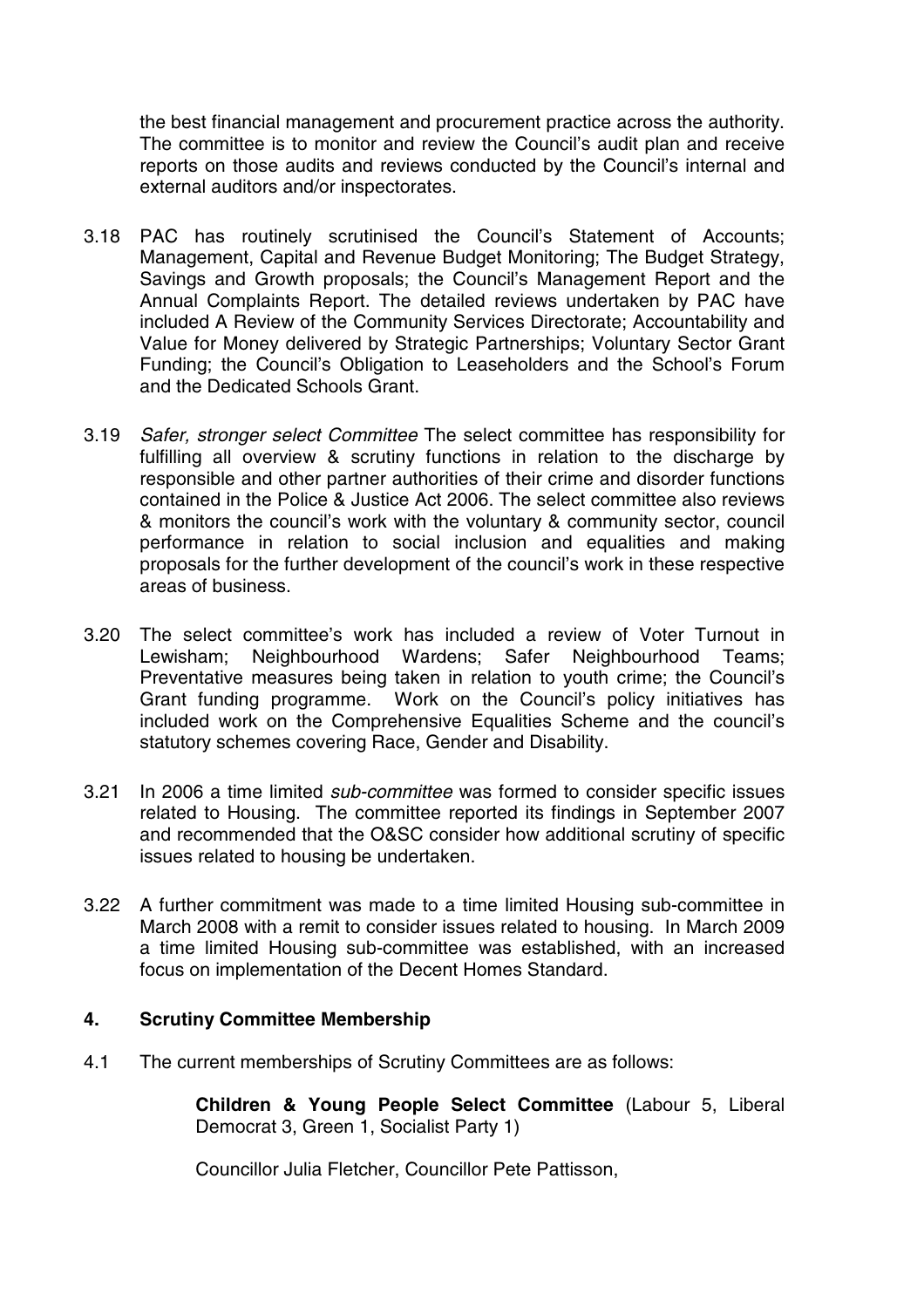the best financial management and procurement practice across the authority. The committee is to monitor and review the Council's audit plan and receive reports on those audits and reviews conducted by the Council's internal and external auditors and/or inspectorates.

3.18 PAC has routinely scrutinised the Council's Statement of Accounts; Management, Capital and Revenue Budget Monitoring; The Budget Strategy, Savings and Growth proposals; the Council's Management Report and the Annual Complaints Report. The detailed reviews undertaken by PAC have included A Review of the Community Services Directorate; Accountability and Value for Money delivered by Strategic Partnerships; Voluntary Sector Grant Funding; the Council's Obligation to Leaseholders and the School's Forum and the Dedicated Schools Grant.

3.19 *Safer, stronger select Committee* The select committee has responsibility for fulfilling all overview & scrutiny functions in relation to the discharge by responsible and other partner authorities of their crime and disorder functions contained in the Police & Justice Act 2006. The select committee also reviews & monitors the council's work with the voluntary & community sector, council performance in relation to social inclusion and equalities and making proposals for the further development of the council's work in these respective areas of business.

3.20 The select committee's work has included a review of Voter Turnout in Lewisham; Neighbourhood Wardens; Safer Neighbourhood Teams; Preventative measures being taken in relation to youth crime; the Council's Grant funding programme. Work on the Council's policy initiatives has included work on the Comprehensive Equalities Scheme and the council's statutory schemes covering Race, Gender and Disability.

3.21 In 2006 a time limited *sub-committee* was formed to consider specific issues related to Housing. The committee reported its findings in September 2007 and recommended that the O&SC consider how additional scrutiny of specific issues related to housing be undertaken.

3.22 A further commitment was made to a time limited Housing sub-committee in March 2008 with a remit to consider issues related to housing. In March 2009 a time limited Housing sub-committee was established, with an increased focus on implementation of the Decent Homes Standard.

## 4. Scrutiny Committee Membership

4.1 The current memberships of Scrutiny Committees are as follows:

**Children & Young People Select Committee** (Labour 5, Liberal Democrat 3, Green 1, Socialist Party 1)

Councillor Julia Fletcher, Councillor Pete Pattisson,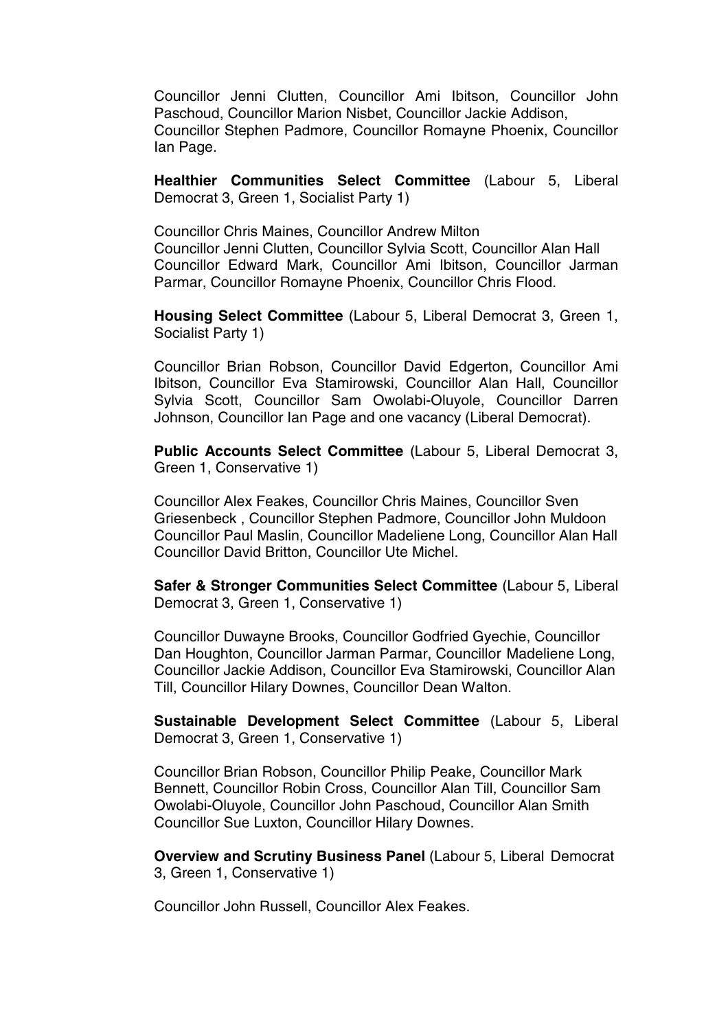Councillor Jenni Clutten, Councillor Ami Ibitson, Councillor John Paschoud, Councillor Marion Nisbet, Councillor Jackie Addison, Councillor Stephen Padmore, Councillor Romayne Phoenix, Councillor Ian Page.

**Healthier Communities Select Committee** (Labour 5, Liberal Democrat 3, Green 1, Socialist Party 1)

Councillor Chris Maines, Councillor Andrew Milton Councillor Jenni Clutten, Councillor Sylvia Scott, Councillor Alan Hall Councillor Edward Mark, Councillor Ami Ibitson, Councillor Jarman Parmar, Councillor Romayne Phoenix, Councillor Chris Flood.

**Housing Select Committee** (Labour 5, Liberal Democrat 3, Green 1, Socialist Party 1)

Councillor Brian Robson, Councillor David Edgerton, Councillor Ami Ibitson, Councillor Eva Stamirowski, Councillor Alan Hall, Councillor Sylvia Scott, Councillor Sam Owolabi-Oluyole, Councillor Darren Johnson, Councillor Ian Page and one vacancy (Liberal Democrat).

**Public Accounts Select Committee** (Labour 5, Liberal Democrat 3, Green 1, Conservative 1)

Councillor Alex Feakes, Councillor Chris Maines, Councillor Sven Griesenbeck , Councillor Stephen Padmore, Councillor John Muldoon Councillor Paul Maslin, Councillor Madeliene Long, Councillor Alan Hall Councillor David Britton, Councillor Ute Michel.

**Safer & Stronger Communities Select Committee** (Labour 5, Liberal Democrat 3, Green 1, Conservative 1)

Councillor Duwayne Brooks, Councillor Godfried Gyechie, Councillor Dan Houghton, Councillor Jarman Parmar, Councillor Madeliene Long, Councillor Jackie Addison, Councillor Eva Stamirowski, Councillor Alan Till, Councillor Hilary Downes, Councillor Dean Walton.

**Sustainable Development Select Committee** (Labour 5, Liberal Democrat 3, Green 1, Conservative 1)

Councillor Brian Robson, Councillor Philip Peake, Councillor Mark Bennett, Councillor Robin Cross, Councillor Alan Till, Councillor Sam Owolabi-Oluyole, Councillor John Paschoud, Councillor Alan Smith Councillor Sue Luxton, Councillor Hilary Downes.

**Overview and Scrutiny Business Panel** (Labour 5, Liberal Democrat 3, Green 1, Conservative 1)

Councillor John Russell, Councillor Alex Feakes.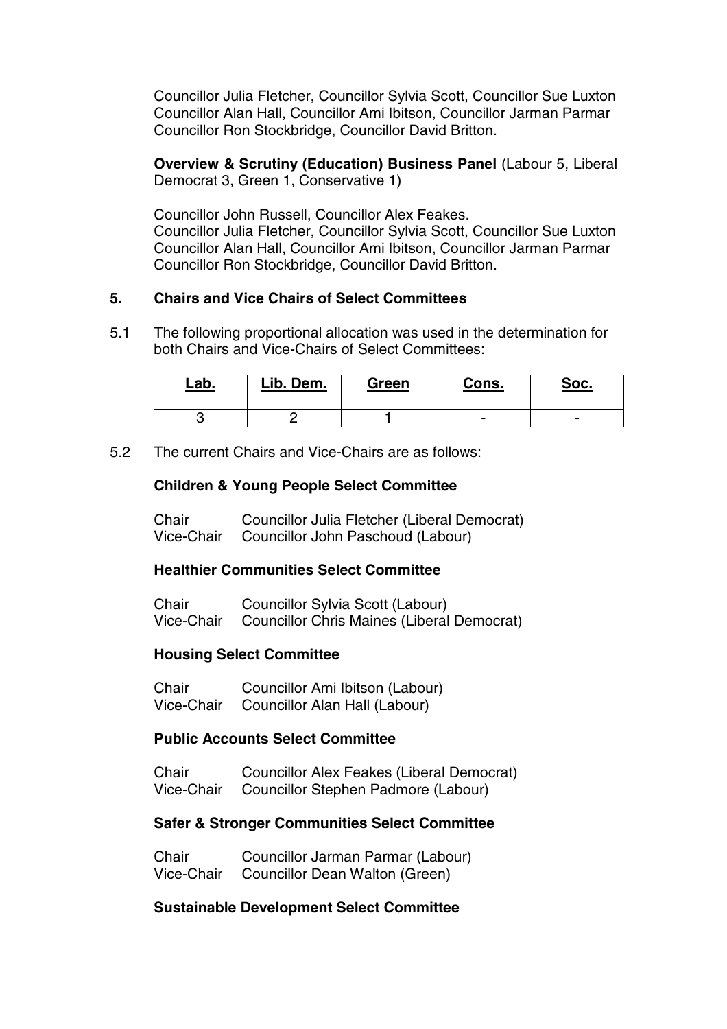Councillor Julia Fletcher, Councillor Sylvia Scott, Councillor Sue Luxton
Councillor Alan Hall, Councillor Ami Ibitson, Councillor Jarman Parmar
Councillor Ron Stockbridge, Councillor David Britton.

**Overview & Scrutiny (Education) Business Panel** (Labour 5, Liberal Democrat 3, Green 1, Conservative 1)

Councillor John Russell, Councillor Alex Feakes.
Councillor Julia Fletcher, Councillor Sylvia Scott, Councillor Sue Luxton
Councillor Alan Hall, Councillor Ami Ibitson, Councillor Jarman Parmar
Councillor Ron Stockbridge, Councillor David Britton.

## 5. Chairs and Vice Chairs of Select Committees

5.1 The following proportional allocation was used in the determination for both Chairs and Vice-Chairs of Select Committees:

| Lab. | Lib. Dem. | Green | Cons. | Soc. |
|---|---|---|---|---|
| 3 | 2 | 1 | - | - |

5.2 The current Chairs and Vice-Chairs are as follows:

**Children & Young People Select Committee**

Chair Councillor Julia Fletcher (Liberal Democrat)
Vice-Chair Councillor John Paschoud (Labour)

**Healthier Communities Select Committee**

Chair Councillor Sylvia Scott (Labour)
Vice-Chair Councillor Chris Maines (Liberal Democrat)

**Housing Select Committee**

Chair Councillor Ami Ibitson (Labour)
Vice-Chair Councillor Alan Hall (Labour)

**Public Accounts Select Committee**

Chair Councillor Alex Feakes (Liberal Democrat)
Vice-Chair Councillor Stephen Padmore (Labour)

**Safer & Stronger Communities Select Committee**

Chair Councillor Jarman Parmar (Labour)
Vice-Chair Councillor Dean Walton (Green)

**Sustainable Development Select Committee**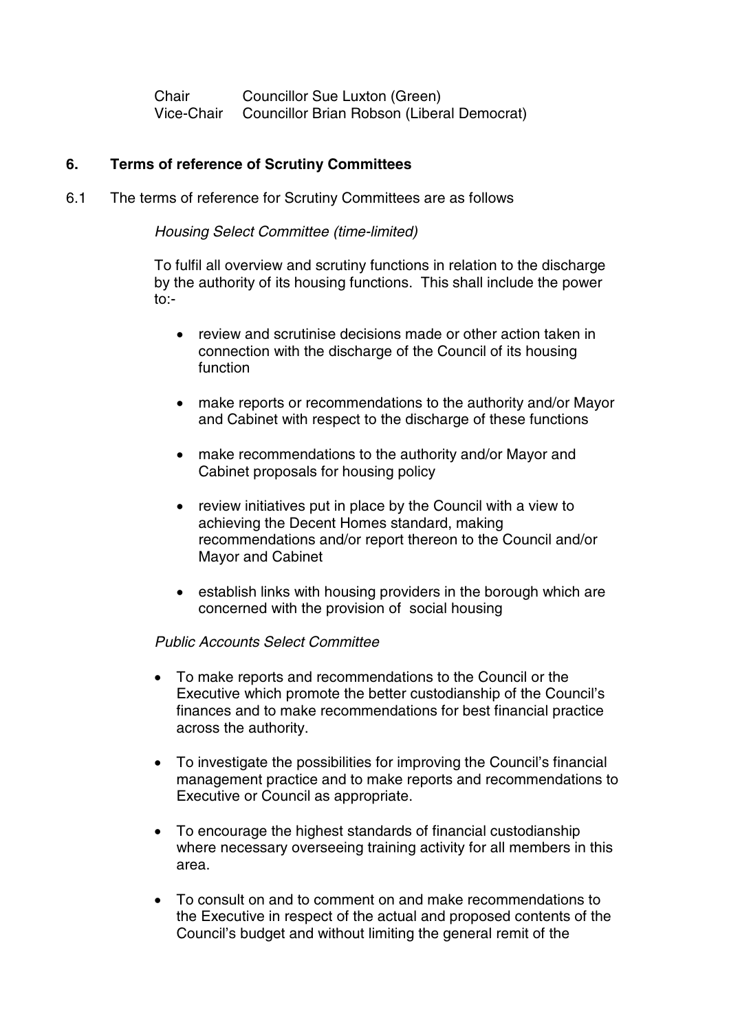| | |
|---|---|
| Chair | Councillor Sue Luxton (Green) |
| Vice-Chair | Councillor Brian Robson (Liberal Democrat) |

## 6. Terms of reference of Scrutiny Committees

6.1 The terms of reference for Scrutiny Committees are as follows

*Housing Select Committee (time-limited)*

To fulfil all overview and scrutiny functions in relation to the discharge by the authority of its housing functions. This shall include the power to:-

- review and scrutinise decisions made or other action taken in connection with the discharge of the Council of its housing function
- make reports or recommendations to the authority and/or Mayor and Cabinet with respect to the discharge of these functions
- make recommendations to the authority and/or Mayor and Cabinet proposals for housing policy
- review initiatives put in place by the Council with a view to achieving the Decent Homes standard, making recommendations and/or report thereon to the Council and/or Mayor and Cabinet
- establish links with housing providers in the borough which are concerned with the provision of social housing

*Public Accounts Select Committee*

- To make reports and recommendations to the Council or the Executive which promote the better custodianship of the Council's finances and to make recommendations for best financial practice across the authority.
- To investigate the possibilities for improving the Council's financial management practice and to make reports and recommendations to Executive or Council as appropriate.
- To encourage the highest standards of financial custodianship where necessary overseeing training activity for all members in this area.
- To consult on and to comment on and make recommendations to the Executive in respect of the actual and proposed contents of the Council's budget and without limiting the general remit of the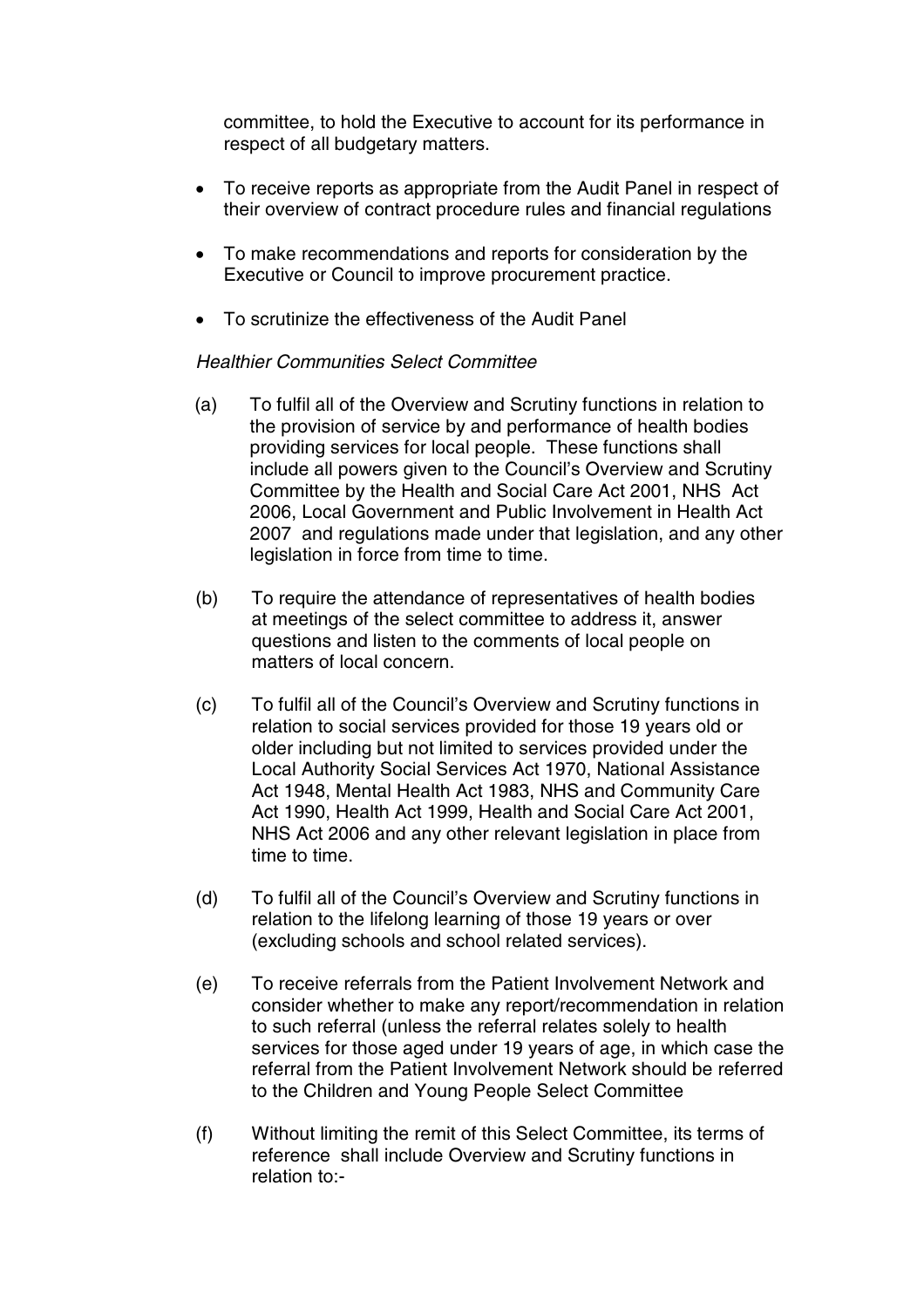committee, to hold the Executive to account for its performance in respect of all budgetary matters.

- To receive reports as appropriate from the Audit Panel in respect of their overview of contract procedure rules and financial regulations
- To make recommendations and reports for consideration by the Executive or Council to improve procurement practice.
- To scrutinize the effectiveness of the Audit Panel

*Healthier Communities Select Committee*

(a) To fulfil all of the Overview and Scrutiny functions in relation to the provision of service by and performance of health bodies providing services for local people. These functions shall include all powers given to the Council's Overview and Scrutiny Committee by the Health and Social Care Act 2001, NHS Act 2006, Local Government and Public Involvement in Health Act 2007 and regulations made under that legislation, and any other legislation in force from time to time.

(b) To require the attendance of representatives of health bodies at meetings of the select committee to address it, answer questions and listen to the comments of local people on matters of local concern.

(c) To fulfil all of the Council's Overview and Scrutiny functions in relation to social services provided for those 19 years old or older including but not limited to services provided under the Local Authority Social Services Act 1970, National Assistance Act 1948, Mental Health Act 1983, NHS and Community Care Act 1990, Health Act 1999, Health and Social Care Act 2001, NHS Act 2006 and any other relevant legislation in place from time to time.

(d) To fulfil all of the Council's Overview and Scrutiny functions in relation to the lifelong learning of those 19 years or over (excluding schools and school related services).

(e) To receive referrals from the Patient Involvement Network and consider whether to make any report/recommendation in relation to such referral (unless the referral relates solely to health services for those aged under 19 years of age, in which case the referral from the Patient Involvement Network should be referred to the Children and Young People Select Committee

(f) Without limiting the remit of this Select Committee, its terms of reference shall include Overview and Scrutiny functions in relation to:-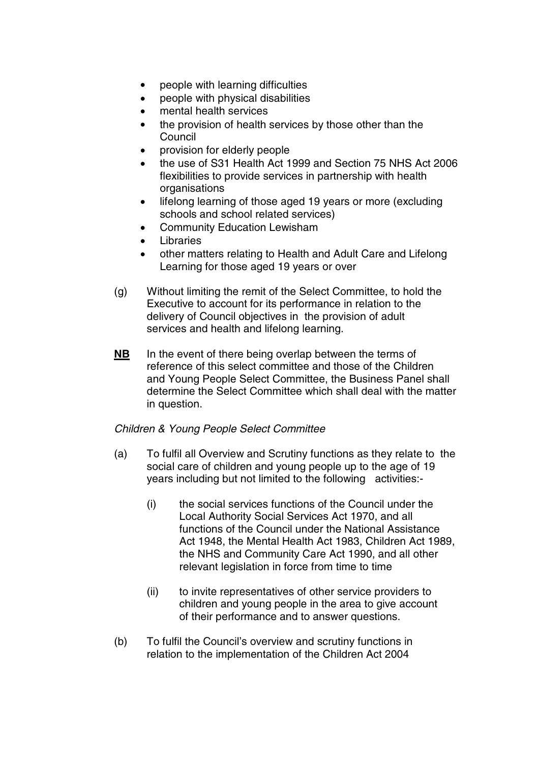- people with learning difficulties
- people with physical disabilities
- mental health services
- the provision of health services by those other than the Council
- provision for elderly people
- the use of S31 Health Act 1999 and Section 75 NHS Act 2006 flexibilities to provide services in partnership with health organisations
- lifelong learning of those aged 19 years or more (excluding schools and school related services)
- Community Education Lewisham
- Libraries
- other matters relating to Health and Adult Care and Lifelong Learning for those aged 19 years or over

(g) Without limiting the remit of the Select Committee, to hold the Executive to account for its performance in relation to the delivery of Council objectives in the provision of adult services and health and lifelong learning.

**NB** In the event of there being overlap between the terms of reference of this select committee and those of the Children and Young People Select Committee, the Business Panel shall determine the Select Committee which shall deal with the matter in question.

*Children & Young People Select Committee*

(a) To fulfil all Overview and Scrutiny functions as they relate to the social care of children and young people up to the age of 19 years including but not limited to the following activities:-

  (i) the social services functions of the Council under the Local Authority Social Services Act 1970, and all functions of the Council under the National Assistance Act 1948, the Mental Health Act 1983, Children Act 1989, the NHS and Community Care Act 1990, and all other relevant legislation in force from time to time

  (ii) to invite representatives of other service providers to children and young people in the area to give account of their performance and to answer questions.

(b) To fulfil the Council's overview and scrutiny functions in relation to the implementation of the Children Act 2004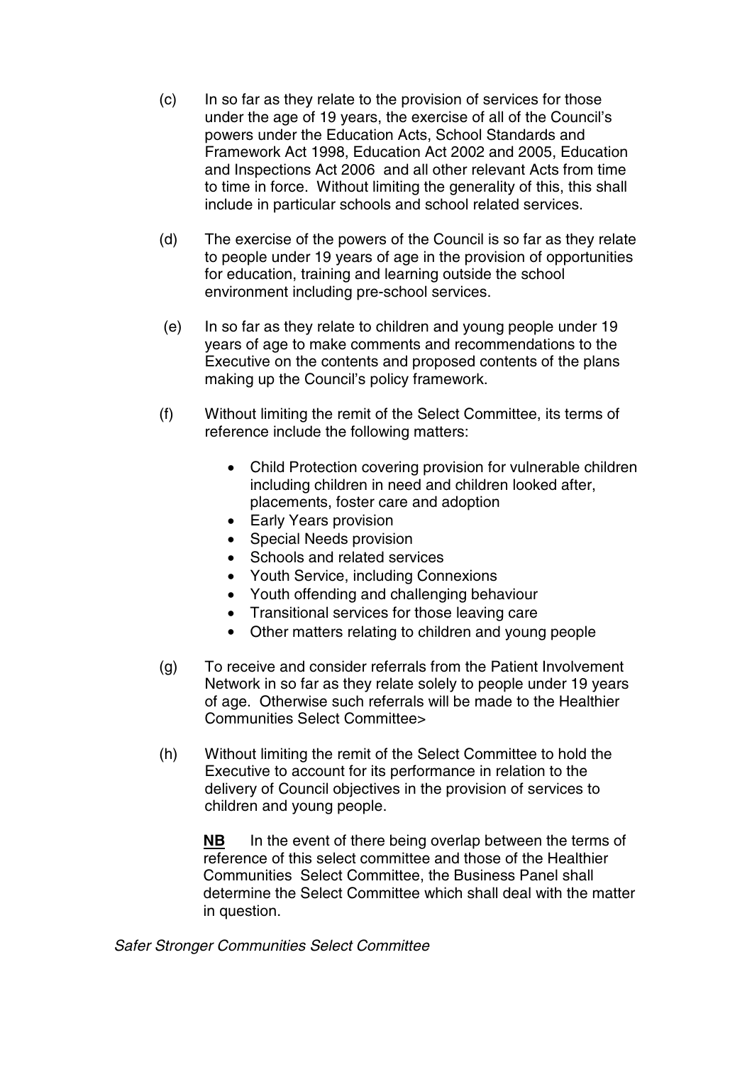(c) In so far as they relate to the provision of services for those under the age of 19 years, the exercise of all of the Council's powers under the Education Acts, School Standards and Framework Act 1998, Education Act 2002 and 2005, Education and Inspections Act 2006 and all other relevant Acts from time to time in force. Without limiting the generality of this, this shall include in particular schools and school related services.

(d) The exercise of the powers of the Council is so far as they relate to people under 19 years of age in the provision of opportunities for education, training and learning outside the school environment including pre-school services.

(e) In so far as they relate to children and young people under 19 years of age to make comments and recommendations to the Executive on the contents and proposed contents of the plans making up the Council's policy framework.

(f) Without limiting the remit of the Select Committee, its terms of reference include the following matters:

- Child Protection covering provision for vulnerable children including children in need and children looked after, placements, foster care and adoption
- Early Years provision
- Special Needs provision
- Schools and related services
- Youth Service, including Connexions
- Youth offending and challenging behaviour
- Transitional services for those leaving care
- Other matters relating to children and young people

(g) To receive and consider referrals from the Patient Involvement Network in so far as they relate solely to people under 19 years of age. Otherwise such referrals will be made to the Healthier Communities Select Committee>

(h) Without limiting the remit of the Select Committee to hold the Executive to account for its performance in relation to the delivery of Council objectives in the provision of services to children and young people.

**NB** In the event of there being overlap between the terms of reference of this select committee and those of the Healthier Communities Select Committee, the Business Panel shall determine the Select Committee which shall deal with the matter in question.

*Safer Stronger Communities Select Committee*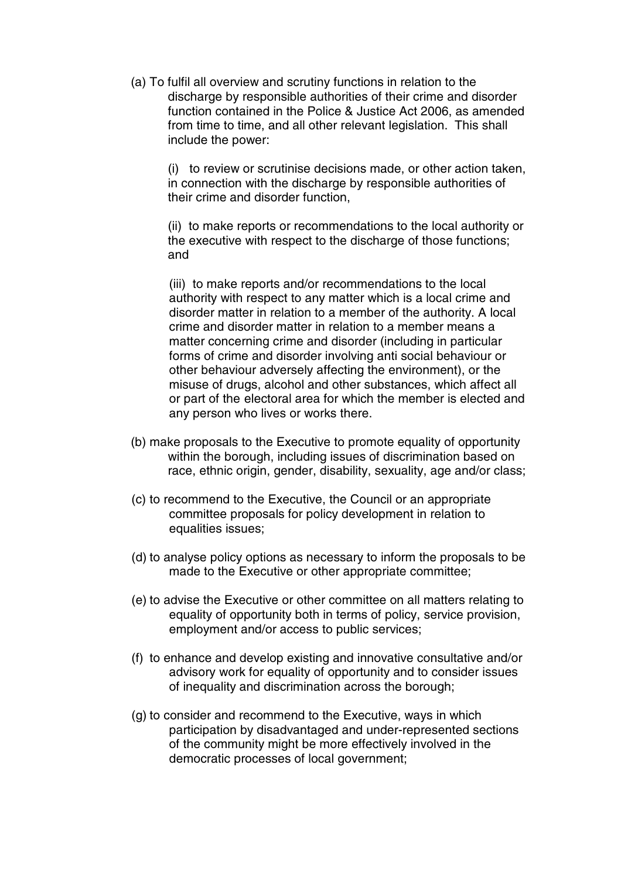(a) To fulfil all overview and scrutiny functions in relation to the discharge by responsible authorities of their crime and disorder function contained in the Police & Justice Act 2006, as amended from time to time, and all other relevant legislation. This shall include the power:

(i) to review or scrutinise decisions made, or other action taken, in connection with the discharge by responsible authorities of their crime and disorder function,

(ii) to make reports or recommendations to the local authority or the executive with respect to the discharge of those functions; and

(iii) to make reports and/or recommendations to the local authority with respect to any matter which is a local crime and disorder matter in relation to a member of the authority. A local crime and disorder matter in relation to a member means a matter concerning crime and disorder (including in particular forms of crime and disorder involving anti social behaviour or other behaviour adversely affecting the environment), or the misuse of drugs, alcohol and other substances, which affect all or part of the electoral area for which the member is elected and any person who lives or works there.

(b) make proposals to the Executive to promote equality of opportunity within the borough, including issues of discrimination based on race, ethnic origin, gender, disability, sexuality, age and/or class;

(c) to recommend to the Executive, the Council or an appropriate committee proposals for policy development in relation to equalities issues;

(d) to analyse policy options as necessary to inform the proposals to be made to the Executive or other appropriate committee;

(e) to advise the Executive or other committee on all matters relating to equality of opportunity both in terms of policy, service provision, employment and/or access to public services;

(f) to enhance and develop existing and innovative consultative and/or advisory work for equality of opportunity and to consider issues of inequality and discrimination across the borough;

(g) to consider and recommend to the Executive, ways in which participation by disadvantaged and under-represented sections of the community might be more effectively involved in the democratic processes of local government;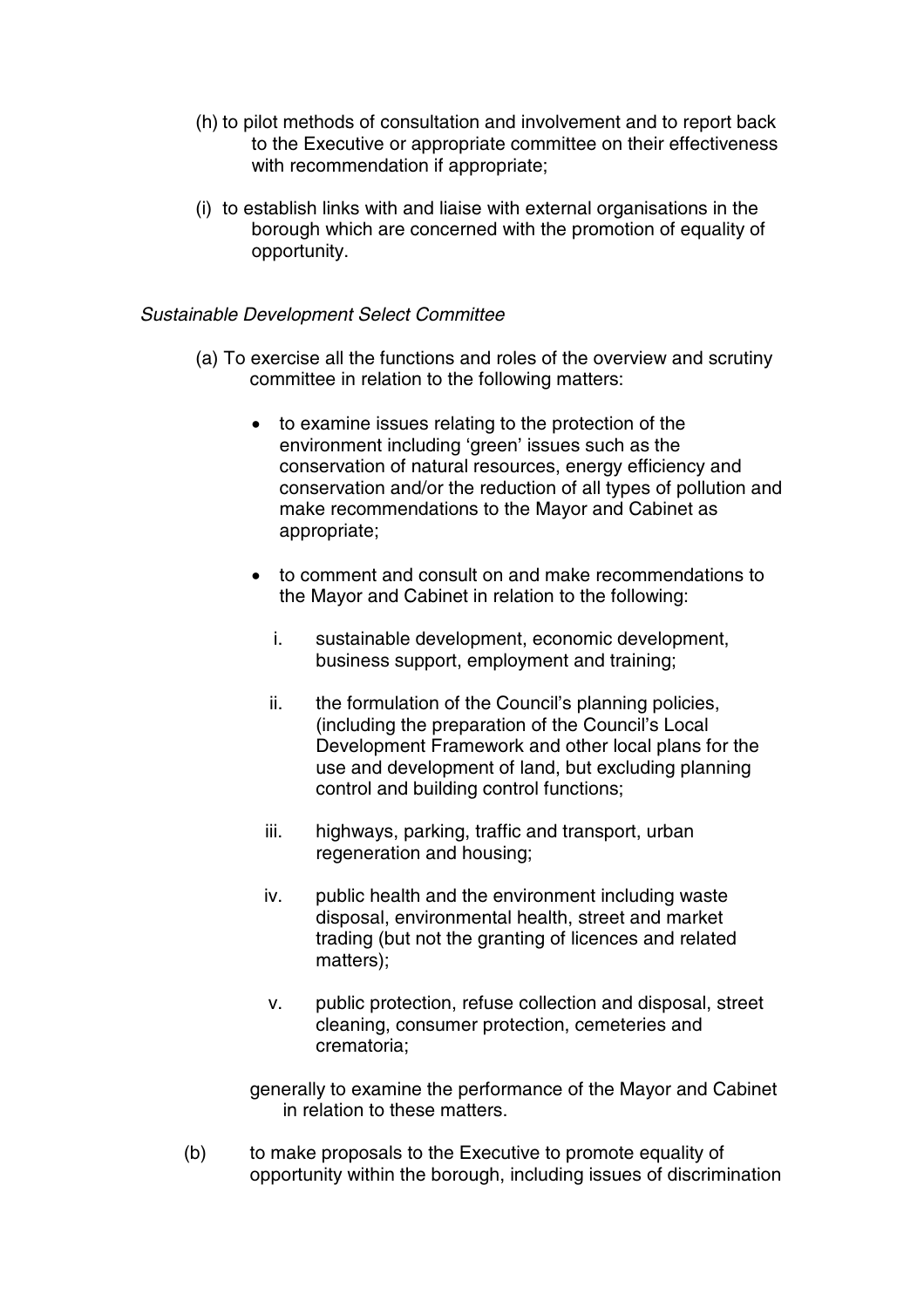(h) to pilot methods of consultation and involvement and to report back to the Executive or appropriate committee on their effectiveness with recommendation if appropriate;

(i) to establish links with and liaise with external organisations in the borough which are concerned with the promotion of equality of opportunity.

*Sustainable Development Select Committee*

(a) To exercise all the functions and roles of the overview and scrutiny committee in relation to the following matters:

- to examine issues relating to the protection of the environment including 'green' issues such as the conservation of natural resources, energy efficiency and conservation and/or the reduction of all types of pollution and make recommendations to the Mayor and Cabinet as appropriate;

- to comment and consult on and make recommendations to the Mayor and Cabinet in relation to the following:

  i. sustainable development, economic development, business support, employment and training;

  ii. the formulation of the Council's planning policies, (including the preparation of the Council's Local Development Framework and other local plans for the use and development of land, but excluding planning control and building control functions;

  iii. highways, parking, traffic and transport, urban regeneration and housing;

  iv. public health and the environment including waste disposal, environmental health, street and market trading (but not the granting of licences and related matters);

  v. public protection, refuse collection and disposal, street cleaning, consumer protection, cemeteries and crematoria;

generally to examine the performance of the Mayor and Cabinet in relation to these matters.

(b) to make proposals to the Executive to promote equality of opportunity within the borough, including issues of discrimination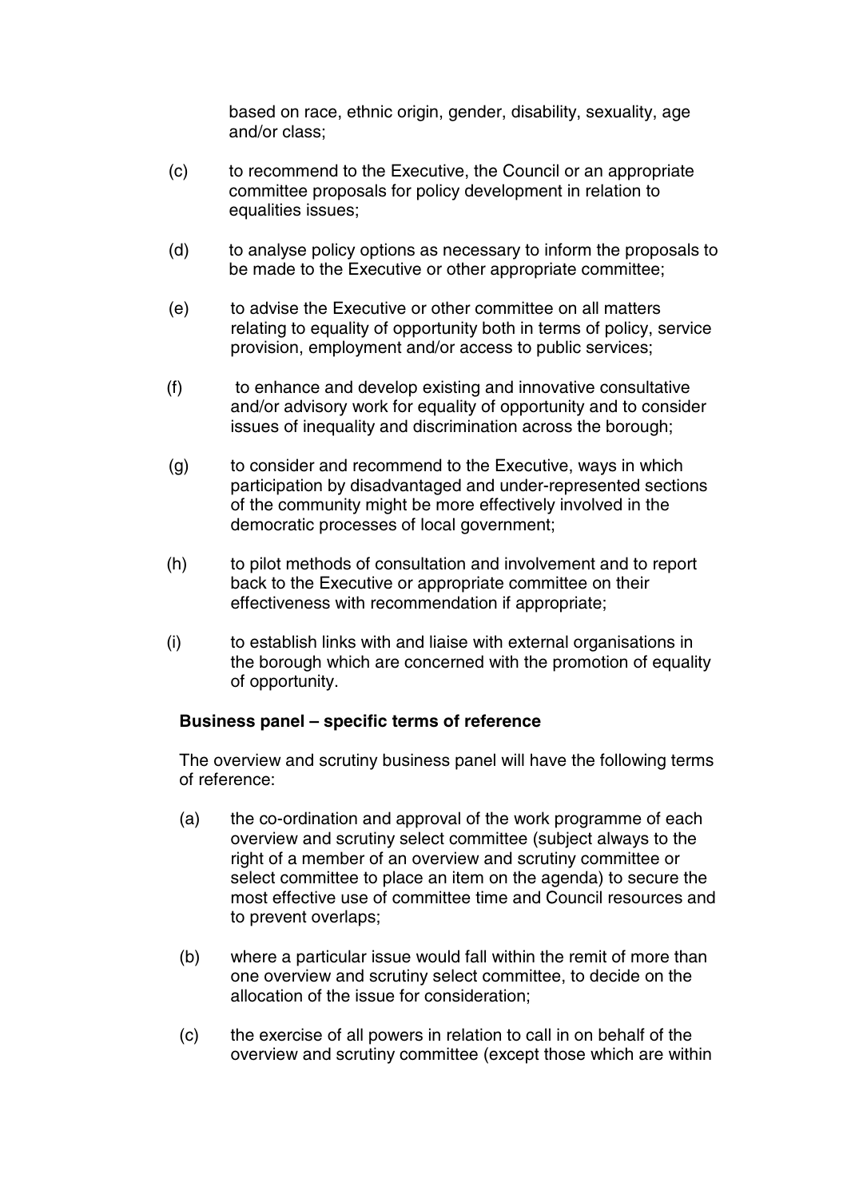based on race, ethnic origin, gender, disability, sexuality, age and/or class;

(c) to recommend to the Executive, the Council or an appropriate committee proposals for policy development in relation to equalities issues;

(d) to analyse policy options as necessary to inform the proposals to be made to the Executive or other appropriate committee;

(e) to advise the Executive or other committee on all matters relating to equality of opportunity both in terms of policy, service provision, employment and/or access to public services;

(f) to enhance and develop existing and innovative consultative and/or advisory work for equality of opportunity and to consider issues of inequality and discrimination across the borough;

(g) to consider and recommend to the Executive, ways in which participation by disadvantaged and under-represented sections of the community might be more effectively involved in the democratic processes of local government;

(h) to pilot methods of consultation and involvement and to report back to the Executive or appropriate committee on their effectiveness with recommendation if appropriate;

(i) to establish links with and liaise with external organisations in the borough which are concerned with the promotion of equality of opportunity.

**Business panel – specific terms of reference**

The overview and scrutiny business panel will have the following terms of reference:

(a) the co-ordination and approval of the work programme of each overview and scrutiny select committee (subject always to the right of a member of an overview and scrutiny committee or select committee to place an item on the agenda) to secure the most effective use of committee time and Council resources and to prevent overlaps;

(b) where a particular issue would fall within the remit of more than one overview and scrutiny select committee, to decide on the allocation of the issue for consideration;

(c) the exercise of all powers in relation to call in on behalf of the overview and scrutiny committee (except those which are within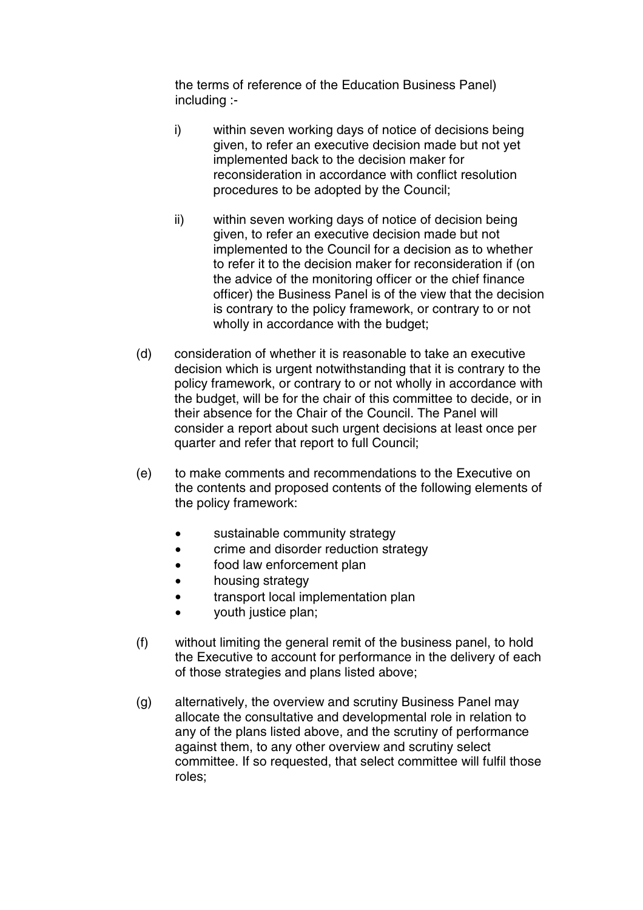the terms of reference of the Education Business Panel) including :-

i) within seven working days of notice of decisions being given, to refer an executive decision made but not yet implemented back to the decision maker for reconsideration in accordance with conflict resolution procedures to be adopted by the Council;

ii) within seven working days of notice of decision being given, to refer an executive decision made but not implemented to the Council for a decision as to whether to refer it to the decision maker for reconsideration if (on the advice of the monitoring officer or the chief finance officer) the Business Panel is of the view that the decision is contrary to the policy framework, or contrary to or not wholly in accordance with the budget;

(d) consideration of whether it is reasonable to take an executive decision which is urgent notwithstanding that it is contrary to the policy framework, or contrary to or not wholly in accordance with the budget, will be for the chair of this committee to decide, or in their absence for the Chair of the Council. The Panel will consider a report about such urgent decisions at least once per quarter and refer that report to full Council;

(e) to make comments and recommendations to the Executive on the contents and proposed contents of the following elements of the policy framework:

- sustainable community strategy
- crime and disorder reduction strategy
- food law enforcement plan
- housing strategy
- transport local implementation plan
- youth justice plan;

(f) without limiting the general remit of the business panel, to hold the Executive to account for performance in the delivery of each of those strategies and plans listed above;

(g) alternatively, the overview and scrutiny Business Panel may allocate the consultative and developmental role in relation to any of the plans listed above, and the scrutiny of performance against them, to any other overview and scrutiny select committee. If so requested, that select committee will fulfil those roles;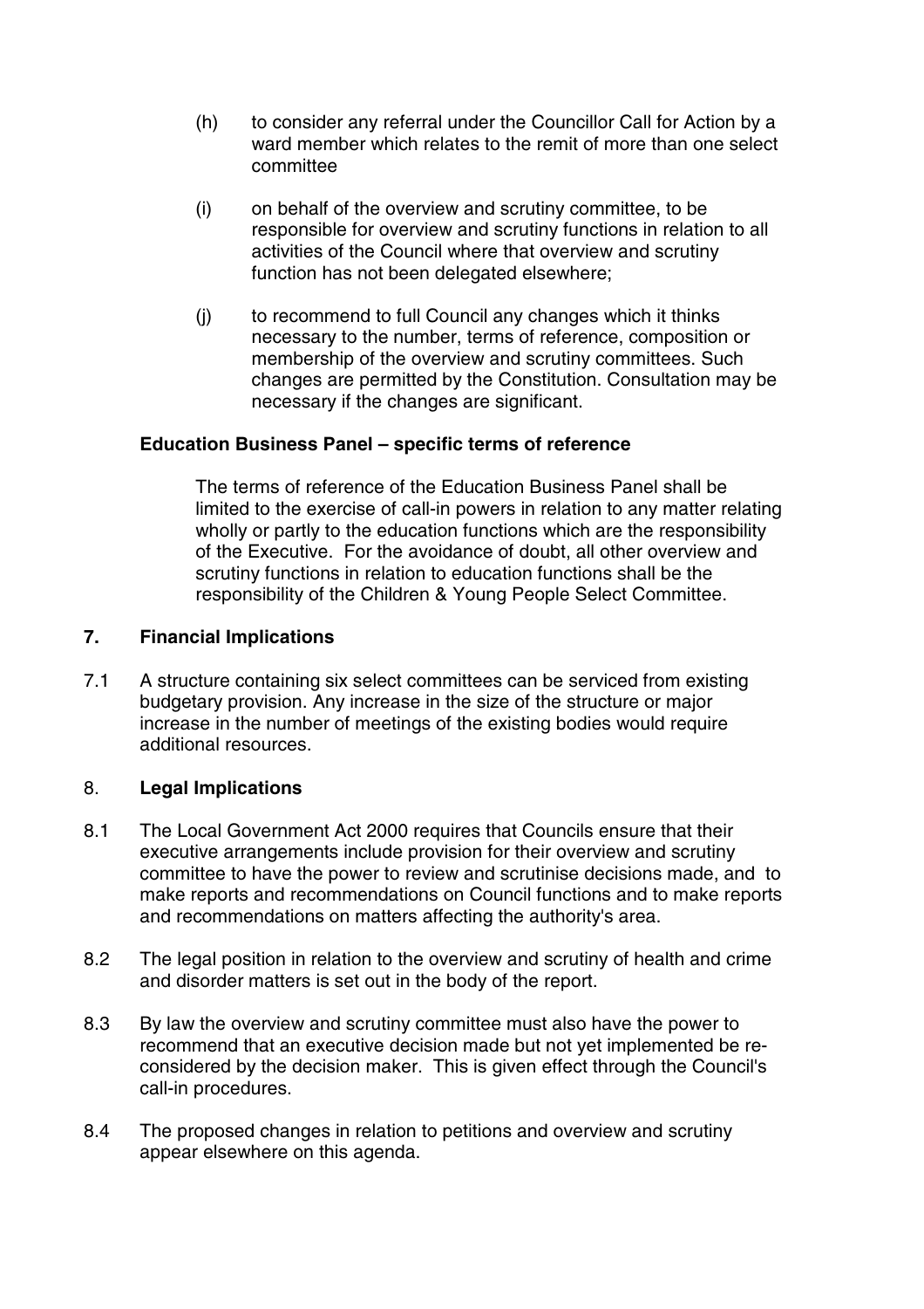(h) to consider any referral under the Councillor Call for Action by a ward member which relates to the remit of more than one select committee

(i) on behalf of the overview and scrutiny committee, to be responsible for overview and scrutiny functions in relation to all activities of the Council where that overview and scrutiny function has not been delegated elsewhere;

(j) to recommend to full Council any changes which it thinks necessary to the number, terms of reference, composition or membership of the overview and scrutiny committees. Such changes are permitted by the Constitution. Consultation may be necessary if the changes are significant.

**Education Business Panel – specific terms of reference**

The terms of reference of the Education Business Panel shall be limited to the exercise of call-in powers in relation to any matter relating wholly or partly to the education functions which are the responsibility of the Executive. For the avoidance of doubt, all other overview and scrutiny functions in relation to education functions shall be the responsibility of the Children & Young People Select Committee.

## 7. Financial Implications

7.1 A structure containing six select committees can be serviced from existing budgetary provision. Any increase in the size of the structure or major increase in the number of meetings of the existing bodies would require additional resources.

## 8. Legal Implications

8.1 The Local Government Act 2000 requires that Councils ensure that their executive arrangements include provision for their overview and scrutiny committee to have the power to review and scrutinise decisions made, and to make reports and recommendations on Council functions and to make reports and recommendations on matters affecting the authority's area.

8.2 The legal position in relation to the overview and scrutiny of health and crime and disorder matters is set out in the body of the report.

8.3 By law the overview and scrutiny committee must also have the power to recommend that an executive decision made but not yet implemented be re-considered by the decision maker. This is given effect through the Council's call-in procedures.

8.4 The proposed changes in relation to petitions and overview and scrutiny appear elsewhere on this agenda.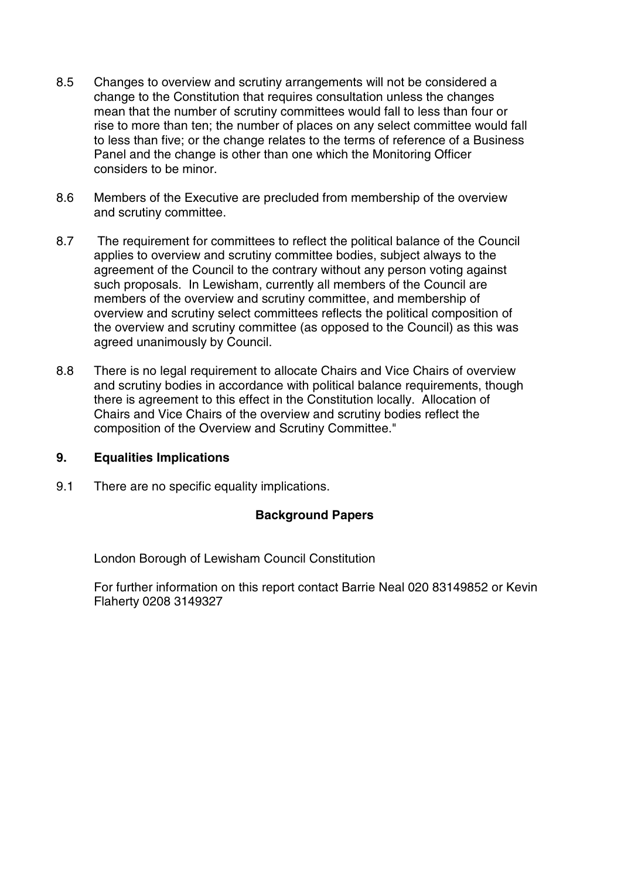8.5 Changes to overview and scrutiny arrangements will not be considered a change to the Constitution that requires consultation unless the changes mean that the number of scrutiny committees would fall to less than four or rise to more than ten; the number of places on any select committee would fall to less than five; or the change relates to the terms of reference of a Business Panel and the change is other than one which the Monitoring Officer considers to be minor.

8.6 Members of the Executive are precluded from membership of the overview and scrutiny committee.

8.7 The requirement for committees to reflect the political balance of the Council applies to overview and scrutiny committee bodies, subject always to the agreement of the Council to the contrary without any person voting against such proposals. In Lewisham, currently all members of the Council are members of the overview and scrutiny committee, and membership of overview and scrutiny select committees reflects the political composition of the overview and scrutiny committee (as opposed to the Council) as this was agreed unanimously by Council.

8.8 There is no legal requirement to allocate Chairs and Vice Chairs of overview and scrutiny bodies in accordance with political balance requirements, though there is agreement to this effect in the Constitution locally. Allocation of Chairs and Vice Chairs of the overview and scrutiny bodies reflect the composition of the Overview and Scrutiny Committee."

## 9. Equalities Implications

9.1 There are no specific equality implications.

### Background Papers

London Borough of Lewisham Council Constitution

For further information on this report contact Barrie Neal 020 83149852 or Kevin Flaherty 0208 3149327